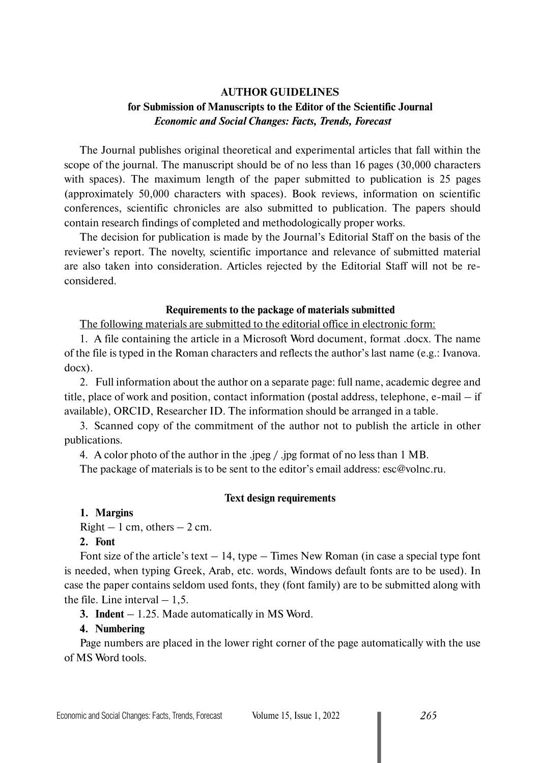# AUTHOR GUIDELINES

## for Submission of Manuscripts to the Editor of the Scientific Journal *Economic and Social Changes: Facts, Trends, Forecast*

The Journal publishes original theoretical and experimental articles that fall within the scope of the journal. The manuscript should be of no less than 16 pages (30,000 characters with spaces). The maximum length of the paper submitted to publication is 25 pages (approximately 50,000 characters with spaces). Book reviews, information on scientific conferences, scientific chronicles are also submitted to publication. The papers should contain research findings of completed and methodologically proper works.

The decision for publication is made by the Journal's Editorial Staff on the basis of the reviewer's report. The novelty, scientific importance and relevance of submitted material are also taken into consideration. Articles rejected by the Editorial Staff will not be re-considered.

### Requirements to the package of materials submitted

<u>The following materials are submitted to the editorial office in electronic form:</u>

1. A file containing the article in a Microsoft Word document, format .docx. The name of the file is typed in the Roman characters and reflects the author's last name (e.g.: Ivanova.docx).
2. Full information about the author on a separate page: full name, academic degree and title, place of work and position, contact information (postal address, telephone, e-mail – if available), ORCID, Researcher ID. The information should be arranged in a table.
3. Scanned copy of the commitment of the author not to publish the article in other publications.
4. A color photo of the author in the .jpeg / .jpg format of no less than 1 MB.

The package of materials is to be sent to the editor's email address: esc@volnc.ru.

### Text design requirements

**1. Margins**

Right – 1 cm, others – 2 cm.

**2. Font**

Font size of the article's text – 14, type – Times New Roman (in case a special type font is needed, when typing Greek, Arab, etc. words, Windows default fonts are to be used). In case the paper contains seldom used fonts, they (font family) are to be submitted along with the file. Line interval – 1,5.

**3. Indent** – 1.25. Made automatically in MS Word.

**4. Numbering**

Page numbers are placed in the lower right corner of the page automatically with the use of MS Word tools.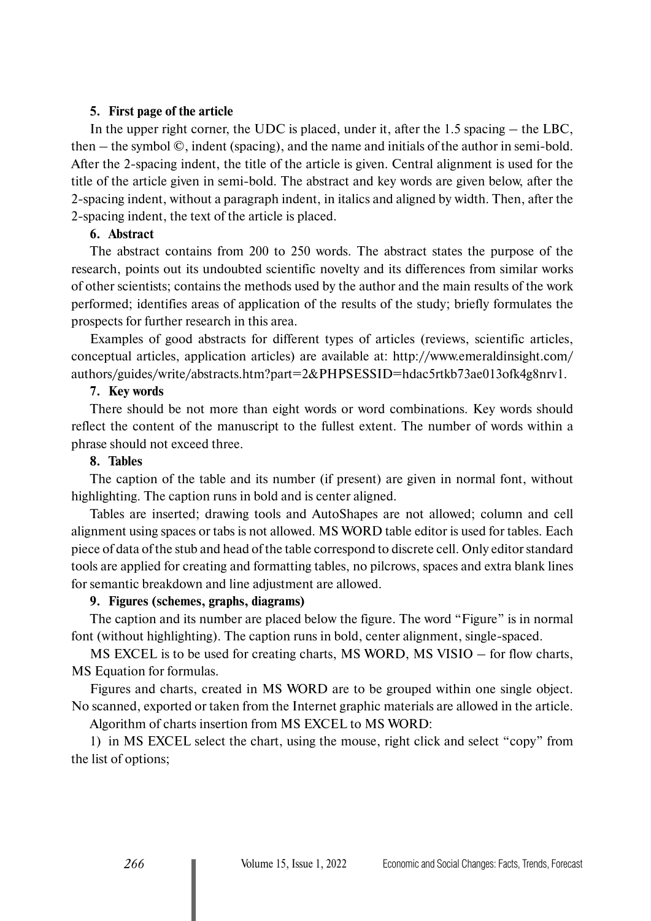**5. First page of the article**

In the upper right corner, the UDC is placed, under it, after the 1.5 spacing – the LBC, then – the symbol ©, indent (spacing), and the name and initials of the author in semi-bold. After the 2-spacing indent, the title of the article is given. Central alignment is used for the title of the article given in semi-bold. The abstract and key words are given below, after the 2-spacing indent, without a paragraph indent, in italics and aligned by width. Then, after the 2-spacing indent, the text of the article is placed.

**6. Abstract**

The abstract contains from 200 to 250 words. The abstract states the purpose of the research, points out its undoubted scientific novelty and its differences from similar works of other scientists; contains the methods used by the author and the main results of the work performed; identifies areas of application of the results of the study; briefly formulates the prospects for further research in this area.

Examples of good abstracts for different types of articles (reviews, scientific articles, conceptual articles, application articles) are available at: http://www.emeraldinsight.com/authors/guides/write/abstracts.htm?part=2&PHPSESSID=hdac5rtkb73ae013ofk4g8nrv1.

**7. Key words**

There should be not more than eight words or word combinations. Key words should reflect the content of the manuscript to the fullest extent. The number of words within a phrase should not exceed three.

**8. Tables**

The caption of the table and its number (if present) are given in normal font, without highlighting. The caption runs in bold and is center aligned.

Tables are inserted; drawing tools and AutoShapes are not allowed; column and cell alignment using spaces or tabs is not allowed. MS WORD table editor is used for tables. Each piece of data of the stub and head of the table correspond to discrete cell. Only editor standard tools are applied for creating and formatting tables, no pilcrows, spaces and extra blank lines for semantic breakdown and line adjustment are allowed.

**9. Figures (schemes, graphs, diagrams)**

The caption and its number are placed below the figure. The word "Figure" is in normal font (without highlighting). The caption runs in bold, center alignment, single-spaced.

MS EXCEL is to be used for creating charts, MS WORD, MS VISIO – for flow charts, MS Equation for formulas.

Figures and charts, created in MS WORD are to be grouped within one single object. No scanned, exported or taken from the Internet graphic materials are allowed in the article.

Algorithm of charts insertion from MS EXCEL to MS WORD:

1) in MS EXCEL select the chart, using the mouse, right click and select "copy" from the list of options;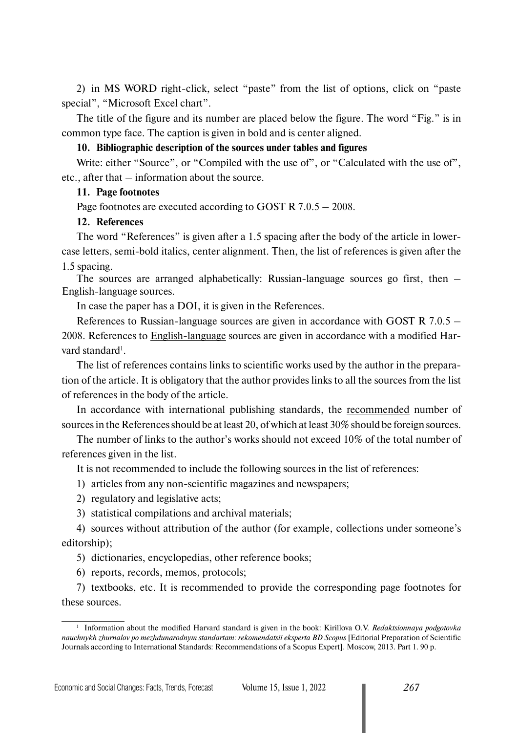2) in MS WORD right-click, select "paste" from the list of options, click on "paste special", "Microsoft Excel chart".

The title of the figure and its number are placed below the figure. The word "Fig." is in common type face. The caption is given in bold and is center aligned.

**10. Bibliographic description of the sources under tables and figures**

Write: either "Source", or "Compiled with the use of", or "Calculated with the use of", etc., after that – information about the source.

**11. Page footnotes**

Page footnotes are executed according to GOST R 7.0.5 – 2008.

**12. References**

The word "References" is given after a 1.5 spacing after the body of the article in lower-case letters, semi-bold italics, center alignment. Then, the list of references is given after the 1.5 spacing.

The sources are arranged alphabetically: Russian-language sources go first, then – English-language sources.

In case the paper has a DOI, it is given in the References.

References to Russian-language sources are given in accordance with GOST R 7.0.5 – 2008. References to English-language sources are given in accordance with a modified Harvard standard[1].

The list of references contains links to scientific works used by the author in the preparation of the article. It is obligatory that the author provides links to all the sources from the list of references in the body of the article.

In accordance with international publishing standards, the recommended number of sources in the References should be at least 20, of which at least 30% should be foreign sources.

The number of links to the author's works should not exceed 10% of the total number of references given in the list.

It is not recommended to include the following sources in the list of references:

1) articles from any non-scientific magazines and newspapers;

2) regulatory and legislative acts;

3) statistical compilations and archival materials;

4) sources without attribution of the author (for example, collections under someone's editorship);

5) dictionaries, encyclopedias, other reference books;

6) reports, records, memos, protocols;

7) textbooks, etc. It is recommended to provide the corresponding page footnotes for these sources.

---

[1] Information about the modified Harvard standard is given in the book: Kirillova O.V. *Redaktsionnaya podgotovka nauchnykh zhurnalov po mezhdunarodnym standartam: rekomendatsii eksperta BD Scopus* [Editorial Preparation of Scientific Journals according to International Standards: Recommendations of a Scopus Expert]. Moscow, 2013. Part 1. 90 p.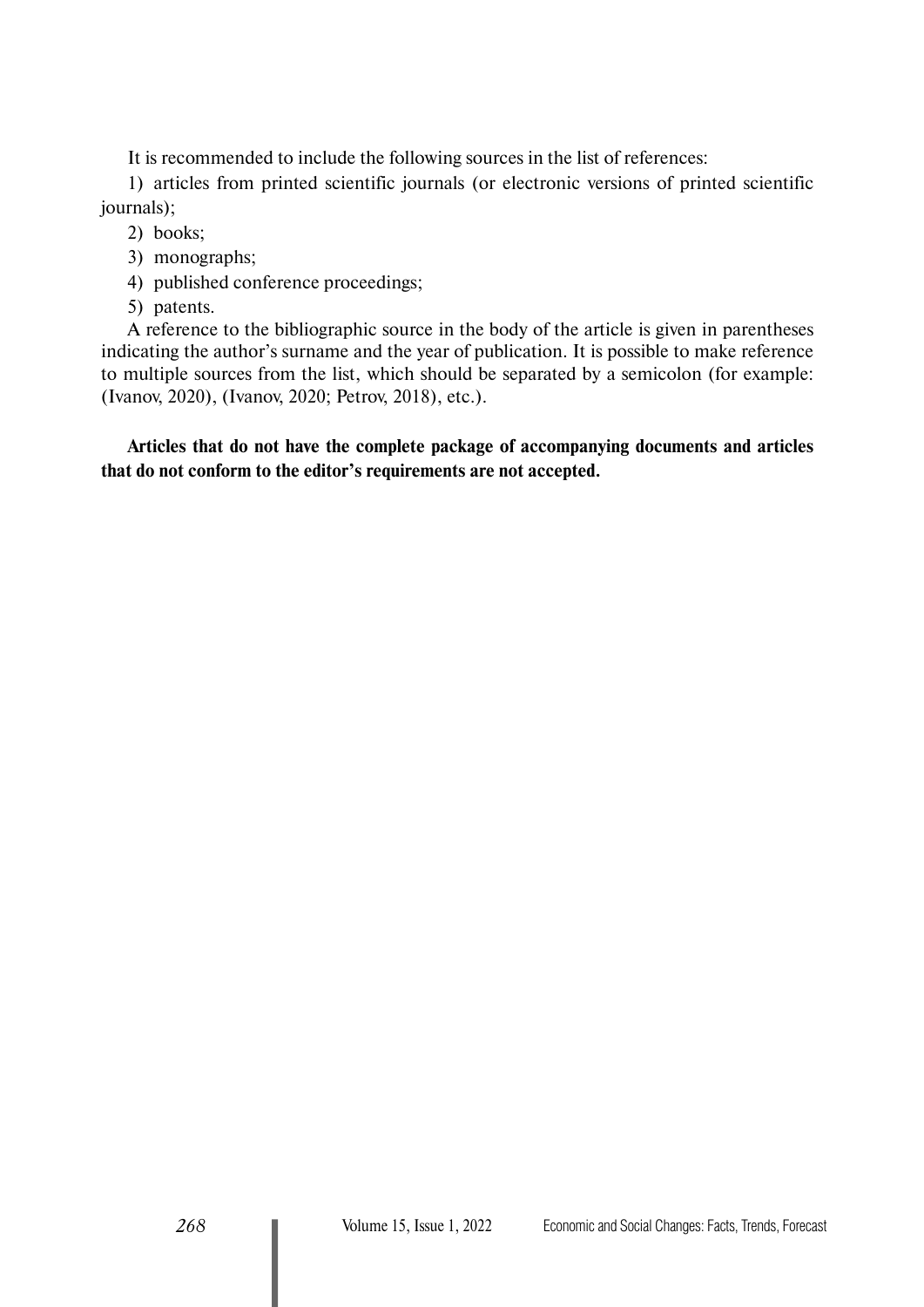It is recommended to include the following sources in the list of references:

1) articles from printed scientific journals (or electronic versions of printed scientific journals);
2) books;
3) monographs;
4) published conference proceedings;
5) patents.

A reference to the bibliographic source in the body of the article is given in parentheses indicating the author's surname and the year of publication. It is possible to make reference to multiple sources from the list, which should be separated by a semicolon (for example: (Ivanov, 2020), (Ivanov, 2020; Petrov, 2018), etc.).

**Articles that do not have the complete package of accompanying documents and articles that do not conform to the editor's requirements are not accepted.**